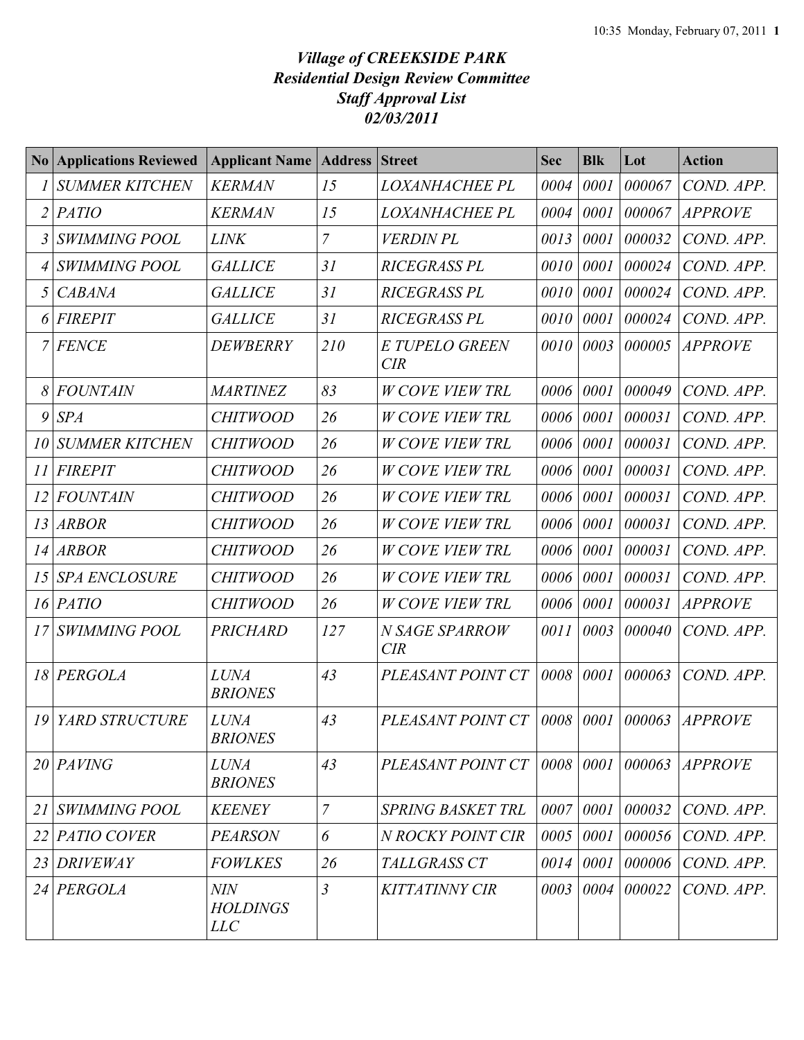# *Village of CREEKSIDE PARK*
## *Residential Design Review Committee*
## *Staff Approval List*
## *02/03/2011*

| No | Applications Reviewed | Applicant Name | Address | Street | Sec | Blk | Lot | Action |
|---|---|---|---|---|---|---|---|---|
| 1 | SUMMER KITCHEN | KERMAN | 15 | LOXANHACHEE PL | 0004 | 0001 | 000067 | COND. APP. |
| 2 | PATIO | KERMAN | 15 | LOXANHACHEE PL | 0004 | 0001 | 000067 | APPROVE |
| 3 | SWIMMING POOL | LINK | 7 | VERDIN PL | 0013 | 0001 | 000032 | COND. APP. |
| 4 | SWIMMING POOL | GALLICE | 31 | RICEGRASS PL | 0010 | 0001 | 000024 | COND. APP. |
| 5 | CABANA | GALLICE | 31 | RICEGRASS PL | 0010 | 0001 | 000024 | COND. APP. |
| 6 | FIREPIT | GALLICE | 31 | RICEGRASS PL | 0010 | 0001 | 000024 | COND. APP. |
| 7 | FENCE | DEWBERRY | 210 | E TUPELO GREEN CIR | 0010 | 0003 | 000005 | APPROVE |
| 8 | FOUNTAIN | MARTINEZ | 83 | W COVE VIEW TRL | 0006 | 0001 | 000049 | COND. APP. |
| 9 | SPA | CHITWOOD | 26 | W COVE VIEW TRL | 0006 | 0001 | 000031 | COND. APP. |
| 10 | SUMMER KITCHEN | CHITWOOD | 26 | W COVE VIEW TRL | 0006 | 0001 | 000031 | COND. APP. |
| 11 | FIREPIT | CHITWOOD | 26 | W COVE VIEW TRL | 0006 | 0001 | 000031 | COND. APP. |
| 12 | FOUNTAIN | CHITWOOD | 26 | W COVE VIEW TRL | 0006 | 0001 | 000031 | COND. APP. |
| 13 | ARBOR | CHITWOOD | 26 | W COVE VIEW TRL | 0006 | 0001 | 000031 | COND. APP. |
| 14 | ARBOR | CHITWOOD | 26 | W COVE VIEW TRL | 0006 | 0001 | 000031 | COND. APP. |
| 15 | SPA ENCLOSURE | CHITWOOD | 26 | W COVE VIEW TRL | 0006 | 0001 | 000031 | COND. APP. |
| 16 | PATIO | CHITWOOD | 26 | W COVE VIEW TRL | 0006 | 0001 | 000031 | APPROVE |
| 17 | SWIMMING POOL | PRICHARD | 127 | N SAGE SPARROW CIR | 0011 | 0003 | 000040 | COND. APP. |
| 18 | PERGOLA | LUNA BRIONES | 43 | PLEASANT POINT CT | 0008 | 0001 | 000063 | COND. APP. |
| 19 | YARD STRUCTURE | LUNA BRIONES | 43 | PLEASANT POINT CT | 0008 | 0001 | 000063 | APPROVE |
| 20 | PAVING | LUNA BRIONES | 43 | PLEASANT POINT CT | 0008 | 0001 | 000063 | APPROVE |
| 21 | SWIMMING POOL | KEENEY | 7 | SPRING BASKET TRL | 0007 | 0001 | 000032 | COND. APP. |
| 22 | PATIO COVER | PEARSON | 6 | N ROCKY POINT CIR | 0005 | 0001 | 000056 | COND. APP. |
| 23 | DRIVEWAY | FOWLKES | 26 | TALLGRASS CT | 0014 | 0001 | 000006 | COND. APP. |
| 24 | PERGOLA | NIN HOLDINGS LLC | 3 | KITTATINNY CIR | 0003 | 0004 | 000022 | COND. APP. |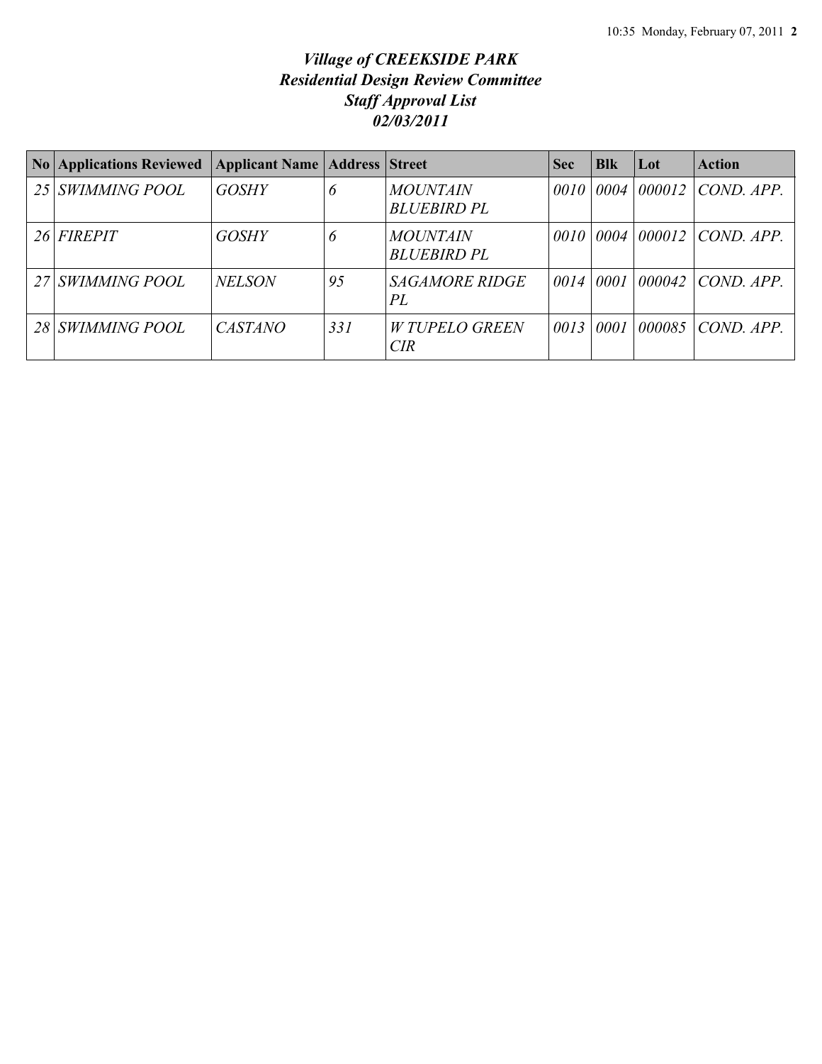## *Village of CREEKSIDE PARK*
## *Residential Design Review Committee*
## *Staff Approval List*
## *02/03/2011*

| No | Applications Reviewed | Applicant Name | Address | Street | Sec | Blk | Lot | Action |
|---|---|---|---|---|---|---|---|---|
| *25* | *SWIMMING POOL* | *GOSHY* | *6* | *MOUNTAIN BLUEBIRD PL* | *0010* | *0004* | *000012* | *COND. APP.* |
| *26* | *FIREPIT* | *GOSHY* | *6* | *MOUNTAIN BLUEBIRD PL* | *0010* | *0004* | *000012* | *COND. APP.* |
| *27* | *SWIMMING POOL* | *NELSON* | *95* | *SAGAMORE RIDGE PL* | *0014* | *0001* | *000042* | *COND. APP.* |
| *28* | *SWIMMING POOL* | *CASTANO* | *331* | *W TUPELO GREEN CIR* | *0013* | *0001* | *000085* | *COND. APP.* |